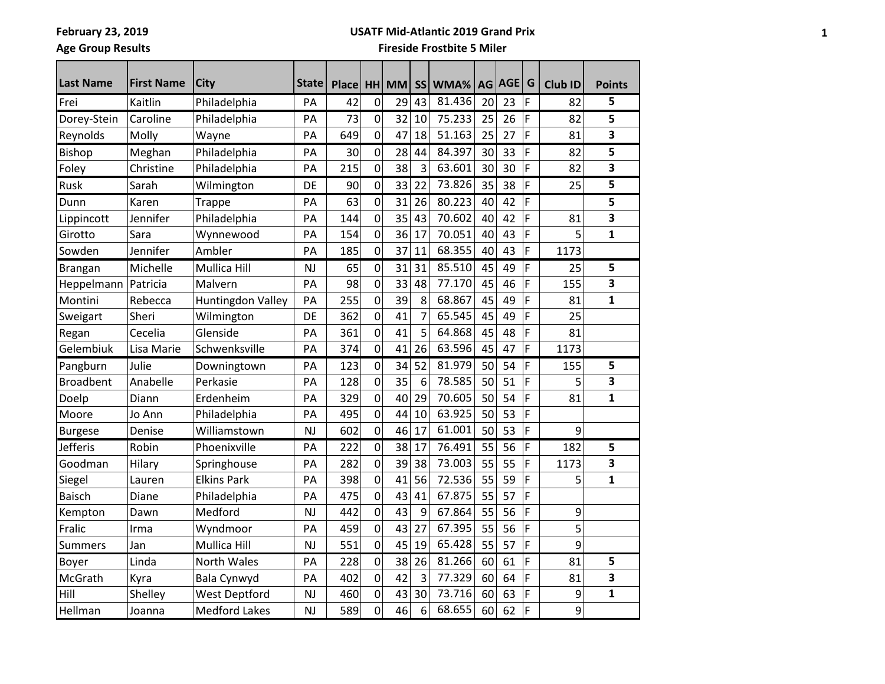February 23, 2019

Age Group Results

## USATF Mid-Atlantic 2019 Grand Prix

### Fireside Frostbite 5 Miler

| Last Name | First Name | City | State | Place | HH | MM | SS | WMA% | AG | AGE | G | Club ID | Points |
|---|---|---|---|---|---|---|---|---|---|---|---|---|---|
| Frei | Kaitlin | Philadelphia | PA | 42 | 0 | 29 | 43 | 81.436 | 20 | 23 | F | 82 | 5 |
| Dorey-Stein | Caroline | Philadelphia | PA | 73 | 0 | 32 | 10 | 75.233 | 25 | 26 | F | 82 | 5 |
| Reynolds | Molly | Wayne | PA | 649 | 0 | 47 | 18 | 51.163 | 25 | 27 | F | 81 | 3 |
| Bishop | Meghan | Philadelphia | PA | 30 | 0 | 28 | 44 | 84.397 | 30 | 33 | F | 82 | 5 |
| Foley | Christine | Philadelphia | PA | 215 | 0 | 38 | 3 | 63.601 | 30 | 30 | F | 82 | 3 |
| Rusk | Sarah | Wilmington | DE | 90 | 0 | 33 | 22 | 73.826 | 35 | 38 | F | 25 | 5 |
| Dunn | Karen | Trappe | PA | 63 | 0 | 31 | 26 | 80.223 | 40 | 42 | F | | 5 |
| Lippincott | Jennifer | Philadelphia | PA | 144 | 0 | 35 | 43 | 70.602 | 40 | 42 | F | 81 | 3 |
| Girotto | Sara | Wynnewood | PA | 154 | 0 | 36 | 17 | 70.051 | 40 | 43 | F | 5 | 1 |
| Sowden | Jennifer | Ambler | PA | 185 | 0 | 37 | 11 | 68.355 | 40 | 43 | F | 1173 | |
| Brangan | Michelle | Mullica Hill | NJ | 65 | 0 | 31 | 31 | 85.510 | 45 | 49 | F | 25 | 5 |
| Heppelmann | Patricia | Malvern | PA | 98 | 0 | 33 | 48 | 77.170 | 45 | 46 | F | 155 | 3 |
| Montini | Rebecca | Huntingdon Valley | PA | 255 | 0 | 39 | 8 | 68.867 | 45 | 49 | F | 81 | 1 |
| Sweigart | Sheri | Wilmington | DE | 362 | 0 | 41 | 7 | 65.545 | 45 | 49 | F | 25 | |
| Regan | Cecelia | Glenside | PA | 361 | 0 | 41 | 5 | 64.868 | 45 | 48 | F | 81 | |
| Gelembiuk | Lisa Marie | Schwenksville | PA | 374 | 0 | 41 | 26 | 63.596 | 45 | 47 | F | 1173 | |
| Pangburn | Julie | Downingtown | PA | 123 | 0 | 34 | 52 | 81.979 | 50 | 54 | F | 155 | 5 |
| Broadbent | Anabelle | Perkasie | PA | 128 | 0 | 35 | 6 | 78.585 | 50 | 51 | F | 5 | 3 |
| Doelp | Diann | Erdenheim | PA | 329 | 0 | 40 | 29 | 70.605 | 50 | 54 | F | 81 | 1 |
| Moore | Jo Ann | Philadelphia | PA | 495 | 0 | 44 | 10 | 63.925 | 50 | 53 | F | | |
| Burgese | Denise | Williamstown | NJ | 602 | 0 | 46 | 17 | 61.001 | 50 | 53 | F | 9 | |
| Jefferis | Robin | Phoenixville | PA | 222 | 0 | 38 | 17 | 76.491 | 55 | 56 | F | 182 | 5 |
| Goodman | Hilary | Springhouse | PA | 282 | 0 | 39 | 38 | 73.003 | 55 | 55 | F | 1173 | 3 |
| Siegel | Lauren | Elkins Park | PA | 398 | 0 | 41 | 56 | 72.536 | 55 | 59 | F | 5 | 1 |
| Baisch | Diane | Philadelphia | PA | 475 | 0 | 43 | 41 | 67.875 | 55 | 57 | F | | |
| Kempton | Dawn | Medford | NJ | 442 | 0 | 43 | 9 | 67.864 | 55 | 56 | F | 9 | |
| Fralic | Irma | Wyndmoor | PA | 459 | 0 | 43 | 27 | 67.395 | 55 | 56 | F | 5 | |
| Summers | Jan | Mullica Hill | NJ | 551 | 0 | 45 | 19 | 65.428 | 55 | 57 | F | 9 | |
| Boyer | Linda | North Wales | PA | 228 | 0 | 38 | 26 | 81.266 | 60 | 61 | F | 81 | 5 |
| McGrath | Kyra | Bala Cynwyd | PA | 402 | 0 | 42 | 3 | 77.329 | 60 | 64 | F | 81 | 3 |
| Hill | Shelley | West Deptford | NJ | 460 | 0 | 43 | 30 | 73.716 | 60 | 63 | F | 9 | 1 |
| Hellman | Joanna | Medford Lakes | NJ | 589 | 0 | 46 | 6 | 68.655 | 60 | 62 | F | 9 | |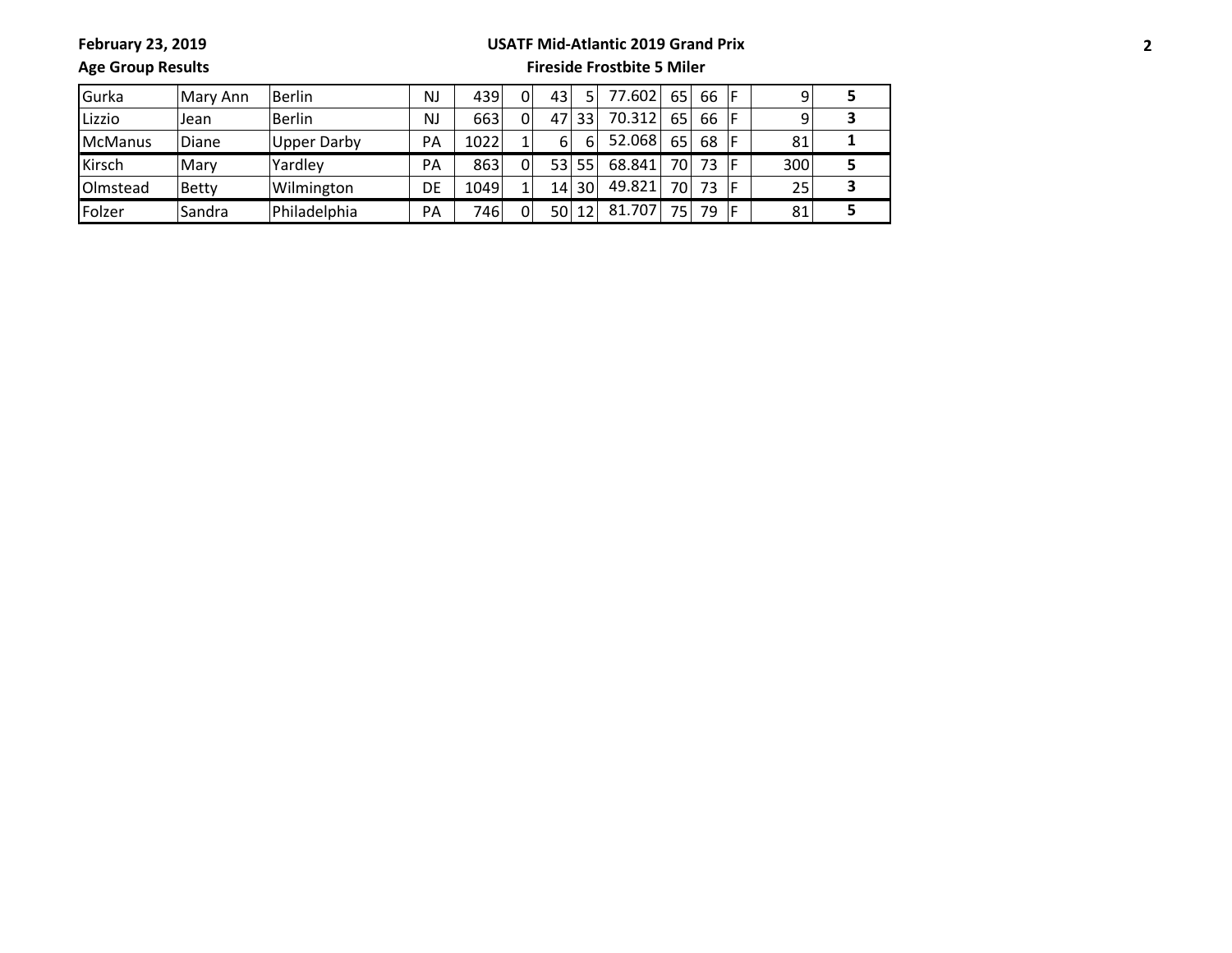| | | | | | | | | | | | | | |
|---|---|---|---|---|---|---|---|---|---|---|---|---|---|
| Gurka | Mary Ann | Berlin | NJ | 439 | 0 | 43 | 5 | 77.602 | 65 | 66 | F | 9 | **5** |
| Lizzio | Jean | Berlin | NJ | 663 | 0 | 47 | 33 | 70.312 | 65 | 66 | F | 9 | **3** |
| McManus | Diane | Upper Darby | PA | 1022 | 1 | 6 | 6 | 52.068 | 65 | 68 | F | 81 | **1** |
| Kirsch | Mary | Yardley | PA | 863 | 0 | 53 | 55 | 68.841 | 70 | 73 | F | 300 | **5** |
| Olmstead | Betty | Wilmington | DE | 1049 | 1 | 14 | 30 | 49.821 | 70 | 73 | F | 25 | **3** |
| Folzer | Sandra | Philadelphia | PA | 746 | 0 | 50 | 12 | 81.707 | 75 | 79 | F | 81 | **5** |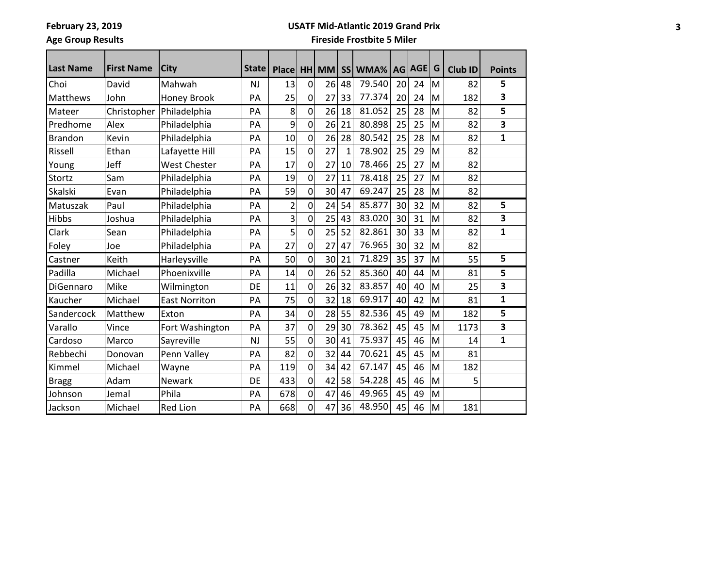February 23, 2019

Age Group Results

**USATF Mid-Atlantic 2019 Grand Prix**

**Fireside Frostbite 5 Miler**

| Last Name | First Name | City | State | Place | HH | MM | SS | WMA% | AG | AGE | G | Club ID | Points |
|---|---|---|---|---|---|---|---|---|---|---|---|---|---|
| Choi | David | Mahwah | NJ | 13 | 0 | 26 | 48 | 79.540 | 20 | 24 | M | 82 | 5 |
| Matthews | John | Honey Brook | PA | 25 | 0 | 27 | 33 | 77.374 | 20 | 24 | M | 182 | 3 |
| Mateer | Christopher | Philadelphia | PA | 8 | 0 | 26 | 18 | 81.052 | 25 | 28 | M | 82 | 5 |
| Predhome | Alex | Philadelphia | PA | 9 | 0 | 26 | 21 | 80.898 | 25 | 25 | M | 82 | 3 |
| Brandon | Kevin | Philadelphia | PA | 10 | 0 | 26 | 28 | 80.542 | 25 | 28 | M | 82 | 1 |
| Rissell | Ethan | Lafayette Hill | PA | 15 | 0 | 27 | 1 | 78.902 | 25 | 29 | M | 82 | |
| Young | Jeff | West Chester | PA | 17 | 0 | 27 | 10 | 78.466 | 25 | 27 | M | 82 | |
| Stortz | Sam | Philadelphia | PA | 19 | 0 | 27 | 11 | 78.418 | 25 | 27 | M | 82 | |
| Skalski | Evan | Philadelphia | PA | 59 | 0 | 30 | 47 | 69.247 | 25 | 28 | M | 82 | |
| Matuszak | Paul | Philadelphia | PA | 2 | 0 | 24 | 54 | 85.877 | 30 | 32 | M | 82 | 5 |
| Hibbs | Joshua | Philadelphia | PA | 3 | 0 | 25 | 43 | 83.020 | 30 | 31 | M | 82 | 3 |
| Clark | Sean | Philadelphia | PA | 5 | 0 | 25 | 52 | 82.861 | 30 | 33 | M | 82 | 1 |
| Foley | Joe | Philadelphia | PA | 27 | 0 | 27 | 47 | 76.965 | 30 | 32 | M | 82 | |
| Castner | Keith | Harleysville | PA | 50 | 0 | 30 | 21 | 71.829 | 35 | 37 | M | 55 | 5 |
| Padilla | Michael | Phoenixville | PA | 14 | 0 | 26 | 52 | 85.360 | 40 | 44 | M | 81 | 5 |
| DiGennaro | Mike | Wilmington | DE | 11 | 0 | 26 | 32 | 83.857 | 40 | 40 | M | 25 | 3 |
| Kaucher | Michael | East Norriton | PA | 75 | 0 | 32 | 18 | 69.917 | 40 | 42 | M | 81 | 1 |
| Sandercock | Matthew | Exton | PA | 34 | 0 | 28 | 55 | 82.536 | 45 | 49 | M | 182 | 5 |
| Varallo | Vince | Fort Washington | PA | 37 | 0 | 29 | 30 | 78.362 | 45 | 45 | M | 1173 | 3 |
| Cardoso | Marco | Sayreville | NJ | 55 | 0 | 30 | 41 | 75.937 | 45 | 46 | M | 14 | 1 |
| Rebbechi | Donovan | Penn Valley | PA | 82 | 0 | 32 | 44 | 70.621 | 45 | 45 | M | 81 | |
| Kimmel | Michael | Wayne | PA | 119 | 0 | 34 | 42 | 67.147 | 45 | 46 | M | 182 | |
| Bragg | Adam | Newark | DE | 433 | 0 | 42 | 58 | 54.228 | 45 | 46 | M | 5 | |
| Johnson | Jemal | Phila | PA | 678 | 0 | 47 | 46 | 49.965 | 45 | 49 | M | | |
| Jackson | Michael | Red Lion | PA | 668 | 0 | 47 | 36 | 48.950 | 45 | 46 | M | 181 | |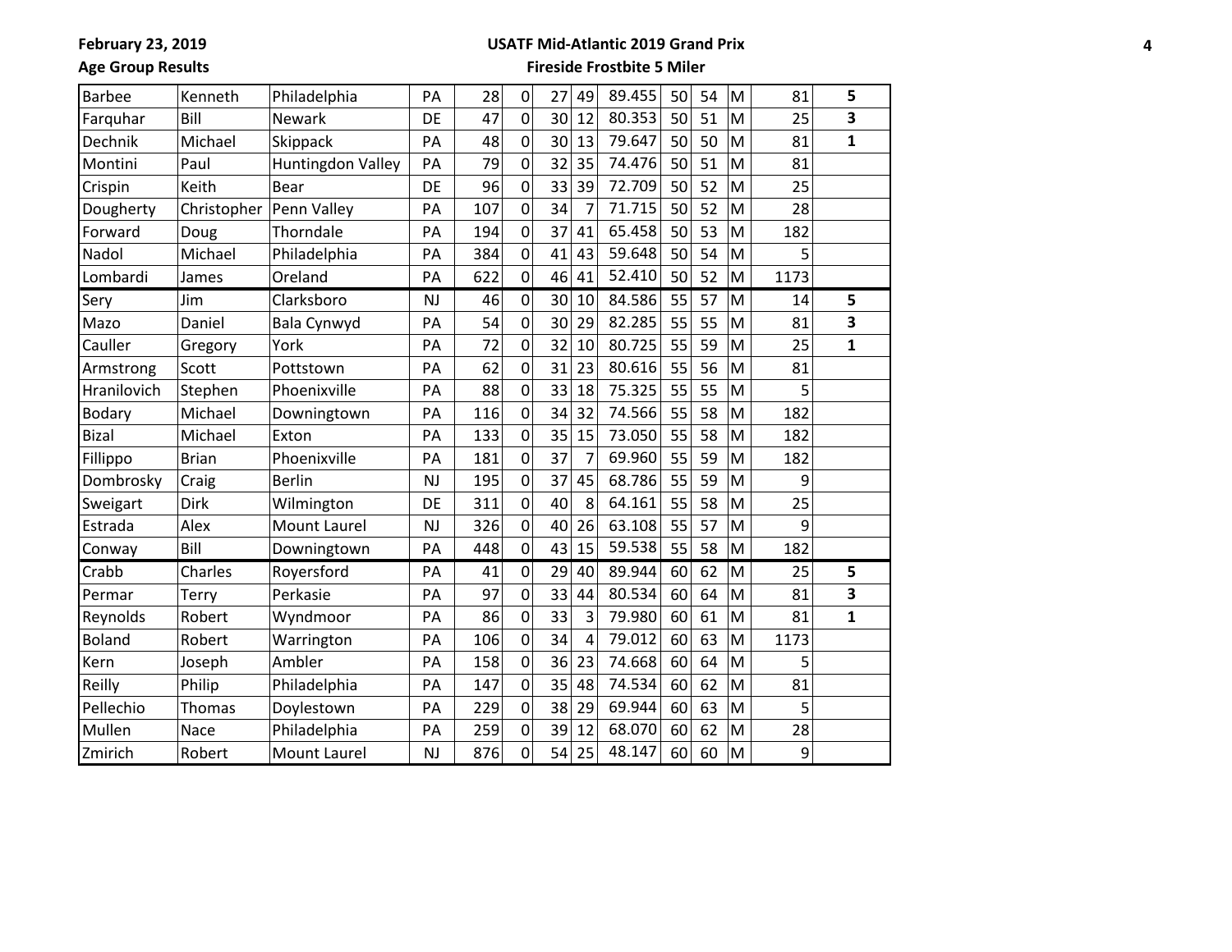**February 23, 2019**

**Age Group Results**

**USATF Mid-Atlantic 2019 Grand Prix**

**Fireside Frostbite 5 Miler**

| | | | | | | | | | | | | | | |
|---|---|---|---|---|---|---|---|---|---|---|---|---|---|---|
| Barbee | Kenneth | Philadelphia | PA | 28 | 0 | 27 | 49 | 89.455 | 50 | 54 | M | 81 | **5** |
| Farquhar | Bill | Newark | DE | 47 | 0 | 30 | 12 | 80.353 | 50 | 51 | M | 25 | **3** |
| Dechnik | Michael | Skippack | PA | 48 | 0 | 30 | 13 | 79.647 | 50 | 50 | M | 81 | **1** |
| Montini | Paul | Huntingdon Valley | PA | 79 | 0 | 32 | 35 | 74.476 | 50 | 51 | M | 81 | |
| Crispin | Keith | Bear | DE | 96 | 0 | 33 | 39 | 72.709 | 50 | 52 | M | 25 | |
| Dougherty | Christopher | Penn Valley | PA | 107 | 0 | 34 | 7 | 71.715 | 50 | 52 | M | 28 | |
| Forward | Doug | Thorndale | PA | 194 | 0 | 37 | 41 | 65.458 | 50 | 53 | M | 182 | |
| Nadol | Michael | Philadelphia | PA | 384 | 0 | 41 | 43 | 59.648 | 50 | 54 | M | 5 | |
| Lombardi | James | Oreland | PA | 622 | 0 | 46 | 41 | 52.410 | 50 | 52 | M | 1173 | |
| Sery | Jim | Clarksboro | NJ | 46 | 0 | 30 | 10 | 84.586 | 55 | 57 | M | 14 | **5** |
| Mazo | Daniel | Bala Cynwyd | PA | 54 | 0 | 30 | 29 | 82.285 | 55 | 55 | M | 81 | **3** |
| Cauller | Gregory | York | PA | 72 | 0 | 32 | 10 | 80.725 | 55 | 59 | M | 25 | **1** |
| Armstrong | Scott | Pottstown | PA | 62 | 0 | 31 | 23 | 80.616 | 55 | 56 | M | 81 | |
| Hranilovich | Stephen | Phoenixville | PA | 88 | 0 | 33 | 18 | 75.325 | 55 | 55 | M | 5 | |
| Bodary | Michael | Downingtown | PA | 116 | 0 | 34 | 32 | 74.566 | 55 | 58 | M | 182 | |
| Bizal | Michael | Exton | PA | 133 | 0 | 35 | 15 | 73.050 | 55 | 58 | M | 182 | |
| Fillippo | Brian | Phoenixville | PA | 181 | 0 | 37 | 7 | 69.960 | 55 | 59 | M | 182 | |
| Dombrosky | Craig | Berlin | NJ | 195 | 0 | 37 | 45 | 68.786 | 55 | 59 | M | 9 | |
| Sweigart | Dirk | Wilmington | DE | 311 | 0 | 40 | 8 | 64.161 | 55 | 58 | M | 25 | |
| Estrada | Alex | Mount Laurel | NJ | 326 | 0 | 40 | 26 | 63.108 | 55 | 57 | M | 9 | |
| Conway | Bill | Downingtown | PA | 448 | 0 | 43 | 15 | 59.538 | 55 | 58 | M | 182 | |
| Crabb | Charles | Royersford | PA | 41 | 0 | 29 | 40 | 89.944 | 60 | 62 | M | 25 | **5** |
| Permar | Terry | Perkasie | PA | 97 | 0 | 33 | 44 | 80.534 | 60 | 64 | M | 81 | **3** |
| Reynolds | Robert | Wyndmoor | PA | 86 | 0 | 33 | 3 | 79.980 | 60 | 61 | M | 81 | **1** |
| Boland | Robert | Warrington | PA | 106 | 0 | 34 | 4 | 79.012 | 60 | 63 | M | 1173 | |
| Kern | Joseph | Ambler | PA | 158 | 0 | 36 | 23 | 74.668 | 60 | 64 | M | 5 | |
| Reilly | Philip | Philadelphia | PA | 147 | 0 | 35 | 48 | 74.534 | 60 | 62 | M | 81 | |
| Pellechio | Thomas | Doylestown | PA | 229 | 0 | 38 | 29 | 69.944 | 60 | 63 | M | 5 | |
| Mullen | Nace | Philadelphia | PA | 259 | 0 | 39 | 12 | 68.070 | 60 | 62 | M | 28 | |
| Zmirich | Robert | Mount Laurel | NJ | 876 | 0 | 54 | 25 | 48.147 | 60 | 60 | M | 9 | |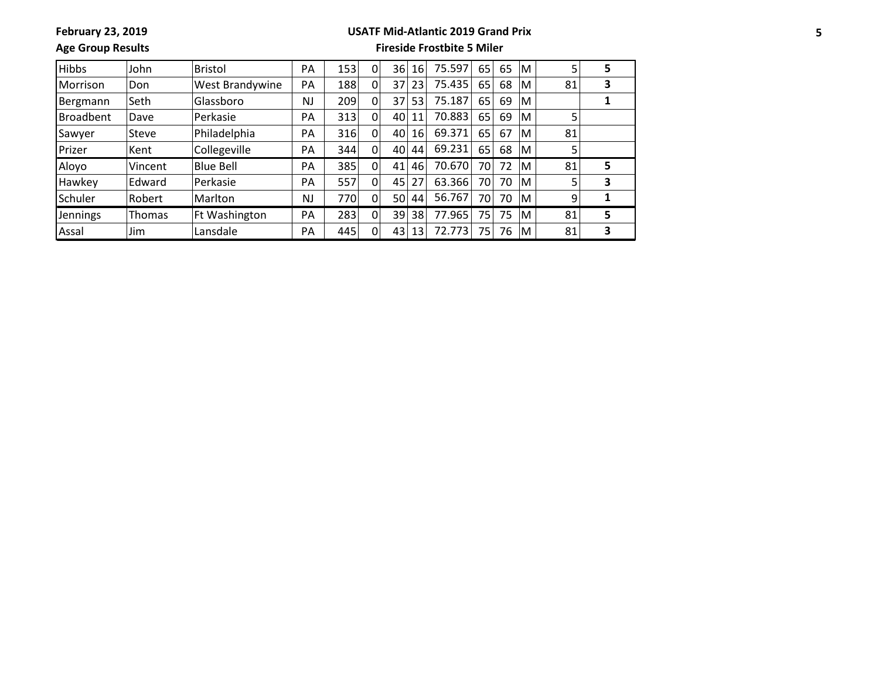**February 23, 2019**

**Age Group Results**

**USATF Mid-Atlantic 2019 Grand Prix**

**Fireside Frostbite 5 Miler**

| | | | | | | | | | | | | | |
|---|---|---|---|---|---|---|---|---|---|---|---|---|---|
| Hibbs | John | Bristol | PA | 153 | 0 | 36 | 16 | 75.597 | 65 | 65 | M | 5 | **5** |
| Morrison | Don | West Brandywine | PA | 188 | 0 | 37 | 23 | 75.435 | 65 | 68 | M | 81 | **3** |
| Bergmann | Seth | Glassboro | NJ | 209 | 0 | 37 | 53 | 75.187 | 65 | 69 | M | | **1** |
| Broadbent | Dave | Perkasie | PA | 313 | 0 | 40 | 11 | 70.883 | 65 | 69 | M | 5 | |
| Sawyer | Steve | Philadelphia | PA | 316 | 0 | 40 | 16 | 69.371 | 65 | 67 | M | 81 | |
| Prizer | Kent | Collegeville | PA | 344 | 0 | 40 | 44 | 69.231 | 65 | 68 | M | 5 | |
| Aloyo | Vincent | Blue Bell | PA | 385 | 0 | 41 | 46 | 70.670 | 70 | 72 | M | 81 | **5** |
| Hawkey | Edward | Perkasie | PA | 557 | 0 | 45 | 27 | 63.366 | 70 | 70 | M | 5 | **3** |
| Schuler | Robert | Marlton | NJ | 770 | 0 | 50 | 44 | 56.767 | 70 | 70 | M | 9 | **1** |
| Jennings | Thomas | Ft Washington | PA | 283 | 0 | 39 | 38 | 77.965 | 75 | 75 | M | 81 | **5** |
| Assal | Jim | Lansdale | PA | 445 | 0 | 43 | 13 | 72.773 | 75 | 76 | M | 81 | **3** |